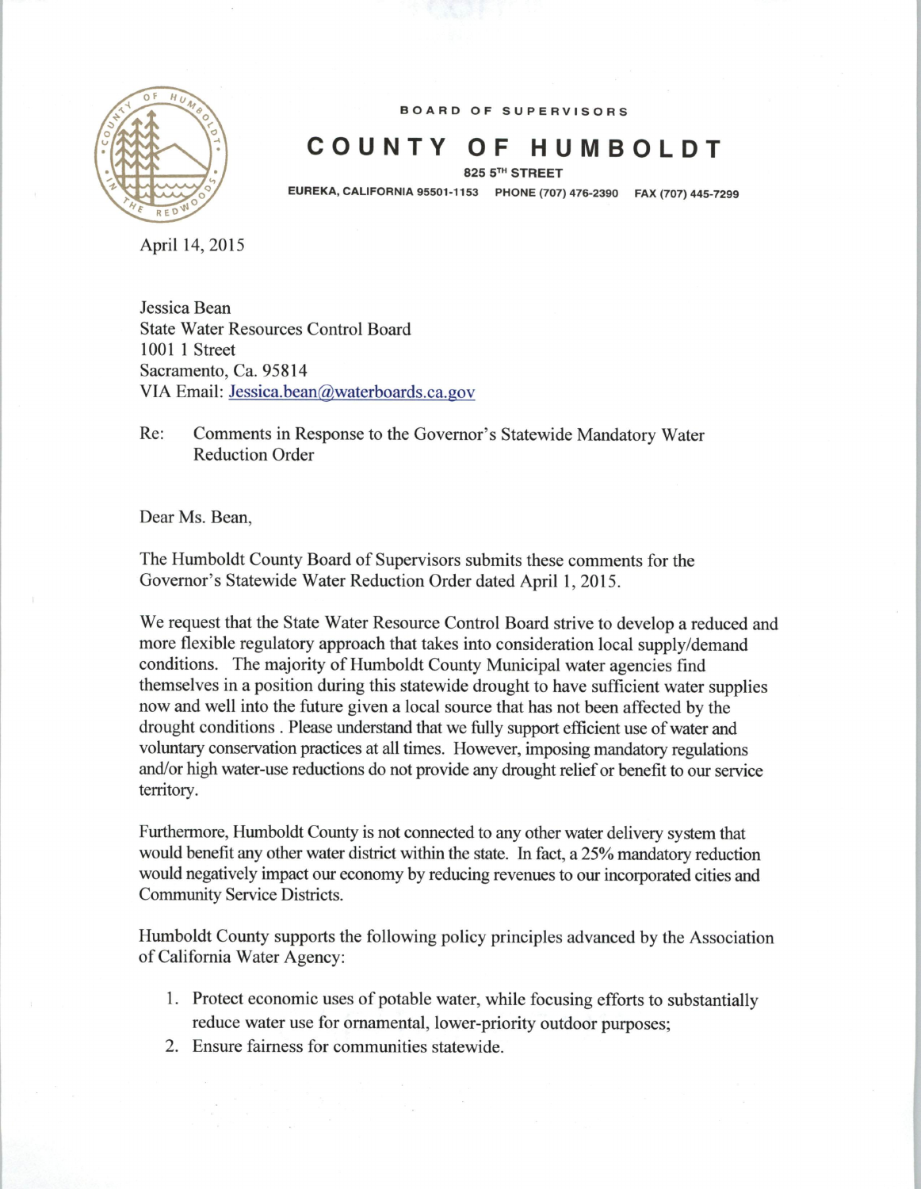BOARD OF SUPERVISORS

# COUNTY OF HUMBOLDT

825 5TH STREET

EUREKA, CALIFORNIA 95501-1153 PHONE (707) 476-2390 FAX (707) 445-7299

April 14, 2015

Jessica Bean
State Water Resources Control Board
1001 I Street
Sacramento, Ca. 95814
VIA Email: Jessica.bean@waterboards.ca.gov

Re: Comments in Response to the Governor's Statewide Mandatory Water Reduction Order

Dear Ms. Bean,

The Humboldt County Board of Supervisors submits these comments for the Governor's Statewide Water Reduction Order dated April 1, 2015.

We request that the State Water Resource Control Board strive to develop a reduced and more flexible regulatory approach that takes into consideration local supply/demand conditions. The majority of Humboldt County Municipal water agencies find themselves in a position during this statewide drought to have sufficient water supplies now and well into the future given a local source that has not been affected by the drought conditions . Please understand that we fully support efficient use of water and voluntary conservation practices at all times. However, imposing mandatory regulations and/or high water-use reductions do not provide any drought relief or benefit to our service territory.

Furthermore, Humboldt County is not connected to any other water delivery system that would benefit any other water district within the state. In fact, a 25% mandatory reduction would negatively impact our economy by reducing revenues to our incorporated cities and Community Service Districts.

Humboldt County supports the following policy principles advanced by the Association of California Water Agency:

1. Protect economic uses of potable water, while focusing efforts to substantially reduce water use for ornamental, lower-priority outdoor purposes;
2. Ensure fairness for communities statewide.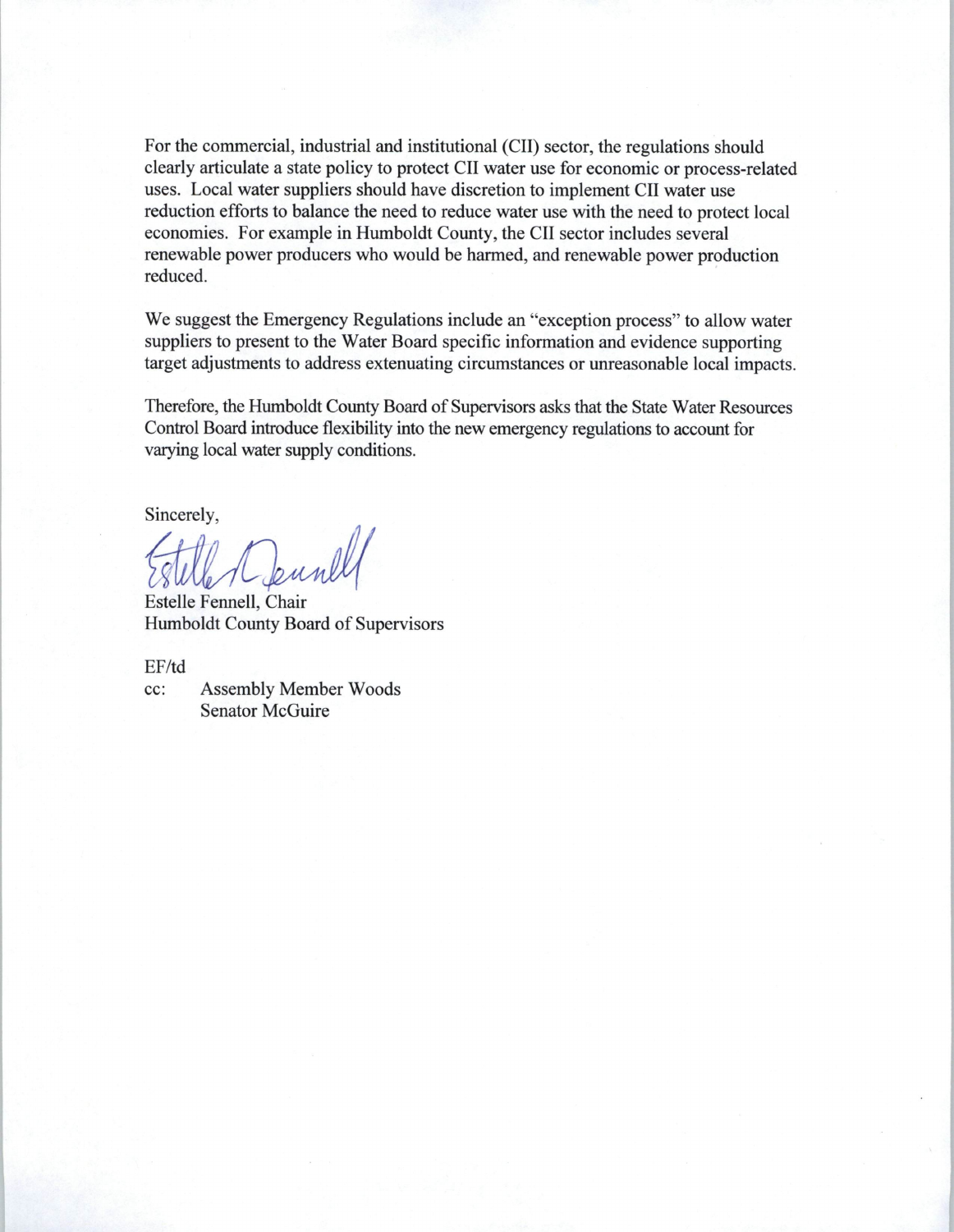For the commercial, industrial and institutional (CII) sector, the regulations should clearly articulate a state policy to protect CII water use for economic or process-related uses. Local water suppliers should have discretion to implement CII water use reduction efforts to balance the need to reduce water use with the need to protect local economies. For example in Humboldt County, the CII sector includes several renewable power producers who would be harmed, and renewable power production reduced.

We suggest the Emergency Regulations include an "exception process" to allow water suppliers to present to the Water Board specific information and evidence supporting target adjustments to address extenuating circumstances or unreasonable local impacts.

Therefore, the Humboldt County Board of Supervisors asks that the State Water Resources Control Board introduce flexibility into the new emergency regulations to account for varying local water supply conditions.

Sincerely,

Estelle Fennell, Chair
Humboldt County Board of Supervisors

EF/td

cc: Assembly Member Woods
Senator McGuire